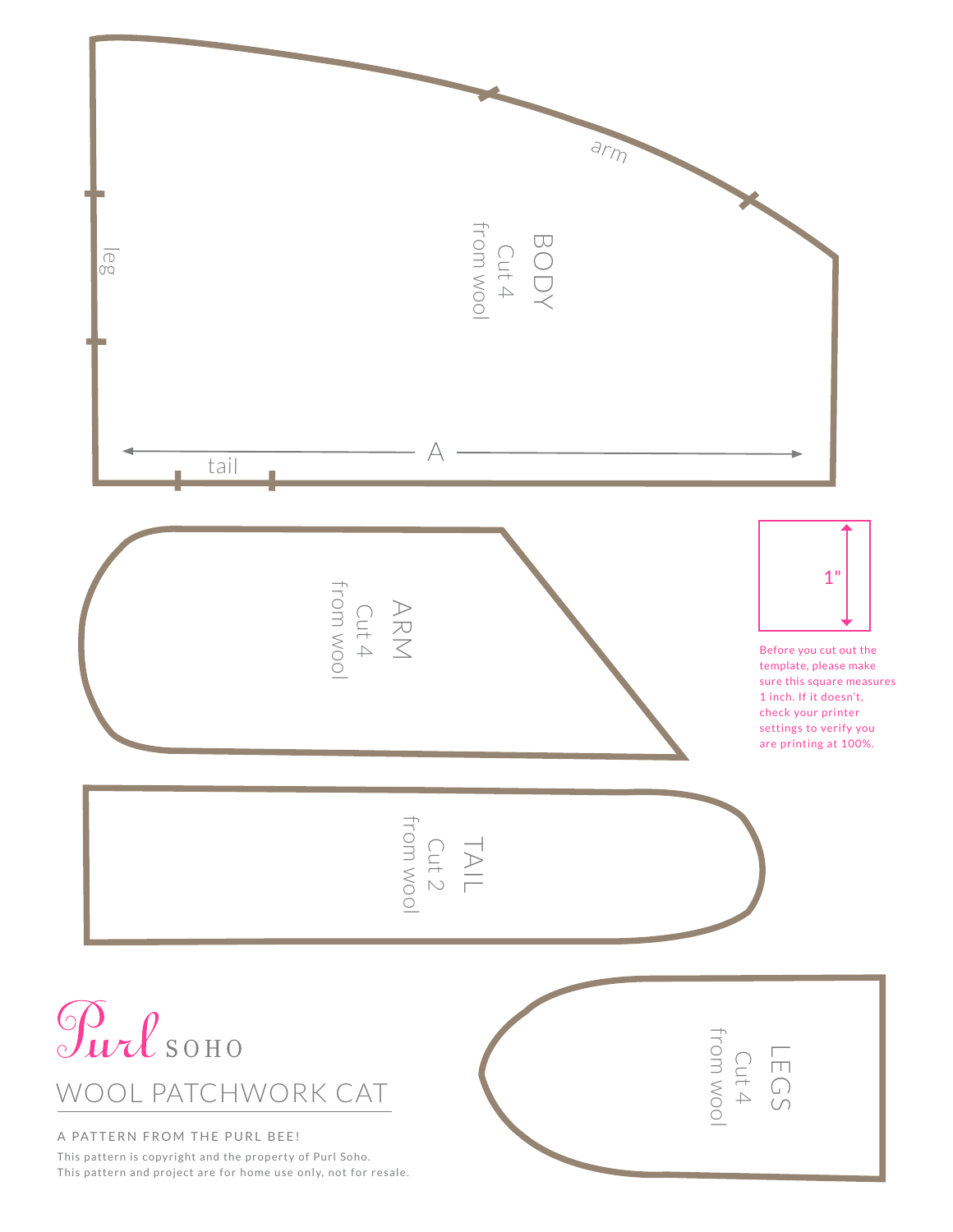BODY
Cut 4
from wool

arm

leg

tail

A

ARM
Cut 4
from wool

1"

Before you cut out the template, please make sure this square measures 1 inch. If it doesn't, check your printer settings to verify you are printing at 100%.

TAIL
Cut 2
from wool

LEGS
Cut 4
from wool

Purl SOHO

# WOOL PATCHWORK CAT

A PATTERN FROM THE PURL BEE!

This pattern is copyright and the property of Purl Soho.
This pattern and project are for home use only, not for resale.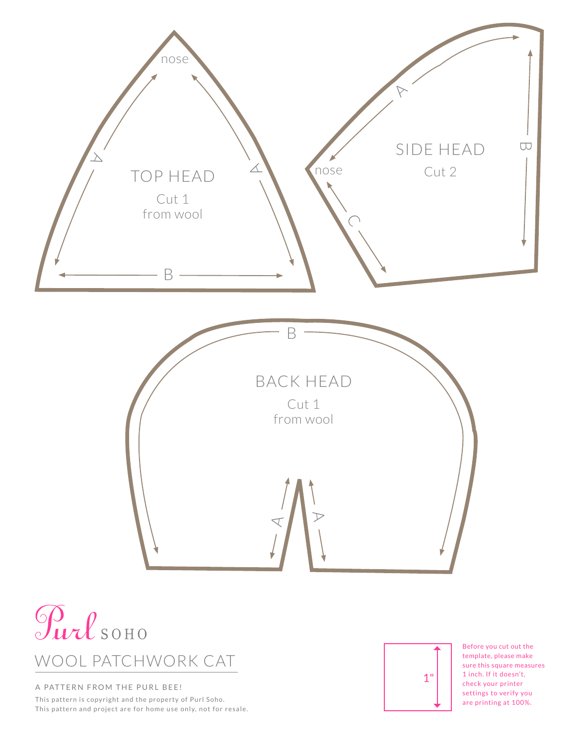nose

A

A

## TOP HEAD

Cut 1
from wool

B

A

B

## SIDE HEAD

Cut 2

nose

C

B

## BACK HEAD

Cut 1
from wool

A

A

Purl SOHO

# WOOL PATCHWORK CAT

A PATTERN FROM THE PURL BEE!

This pattern is copyright and the property of Purl Soho.
This pattern and project are for home use only, not for resale.

1"

Before you cut out the template, please make sure this square measures 1 inch. If it doesn't, check your printer settings to verify you are printing at 100%.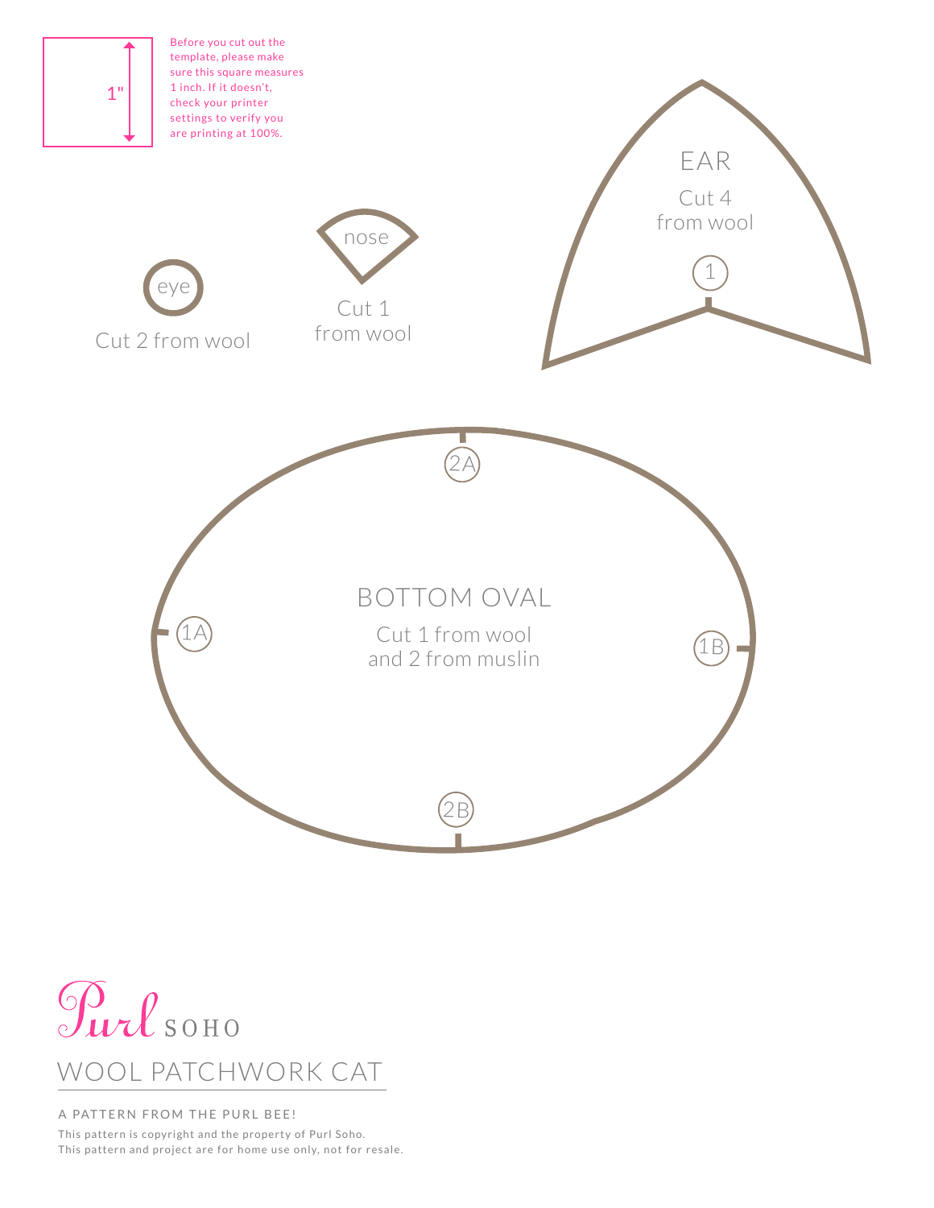1"

Before you cut out the template, please make sure this square measures 1 inch. If it doesn't, check your printer settings to verify you are printing at 100%.

EAR

Cut 4 from wool

1

nose

Cut 1 from wool

eye

Cut 2 from wool

2A

1A

BOTTOM OVAL

Cut 1 from wool and 2 from muslin

1B

2B

Purl SOHO

# WOOL PATCHWORK CAT

A PATTERN FROM THE PURL BEE!

This pattern is copyright and the property of Purl Soho.
This pattern and project are for home use only, not for resale.